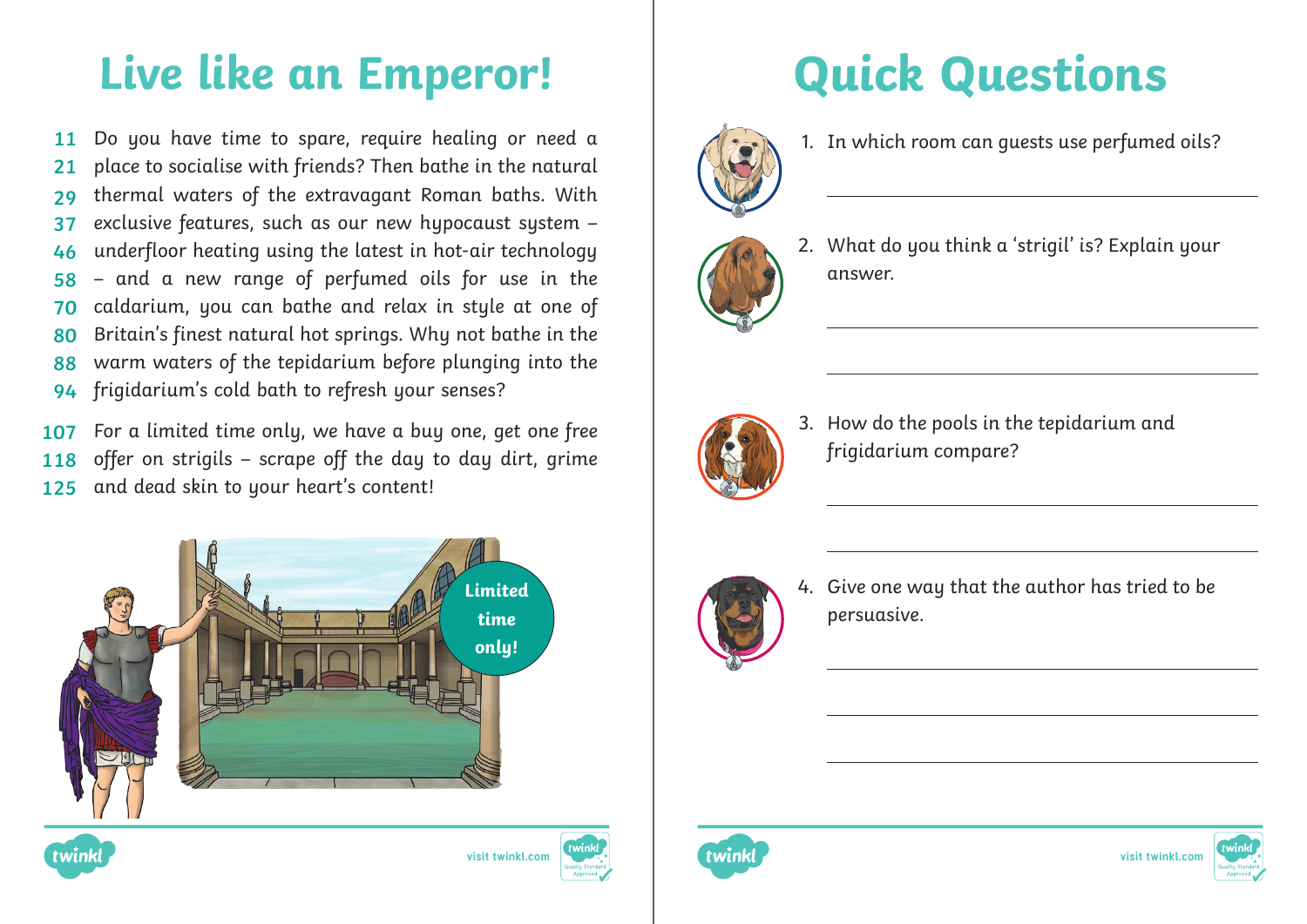# Live like an Emperor!

11 Do you have time to spare, require healing or need a
21 place to socialise with friends? Then bathe in the natural
29 thermal waters of the extravagant Roman baths. With
37 exclusive features, such as our new hypocaust system –
46 underfloor heating using the latest in hot-air technology
58 – and a new range of perfumed oils for use in the
70 caldarium, you can bathe and relax in style at one of
80 Britain's finest natural hot springs. Why not bathe in the
88 warm waters of the tepidarium before plunging into the
94 frigidarium's cold bath to refresh your senses?

107 For a limited time only, we have a buy one, get one free
118 offer on strigils – scrape off the day to day dirt, grime
125 and dead skin to your heart's content!

Limited time only!

# Quick Questions

1. In which room can guests use perfumed oils?

_______________________________________________

2. What do you think a 'strigil' is? Explain your answer.

_______________________________________________

_______________________________________________

3. How do the pools in the tepidarium and frigidarium compare?

_______________________________________________

_______________________________________________

4. Give one way that the author has tried to be persuasive.

_______________________________________________

_______________________________________________

_______________________________________________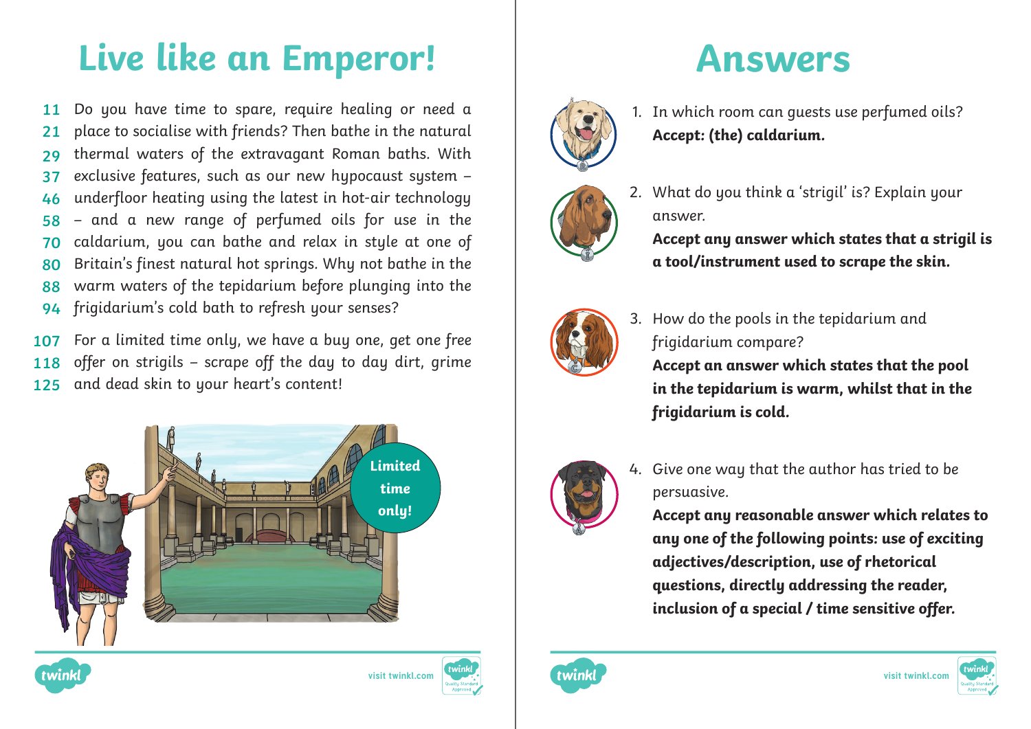# Live like an Emperor!

11 Do you have time to spare, require healing or need a
21 place to socialise with friends? Then bathe in the natural
29 thermal waters of the extravagant Roman baths. With
37 exclusive features, such as our new hypocaust system –
46 underfloor heating using the latest in hot-air technology
58 – and a new range of perfumed oils for use in the
70 caldarium, you can bathe and relax in style at one of
80 Britain's finest natural hot springs. Why not bathe in the
88 warm waters of the tepidarium before plunging into the
94 frigidarium's cold bath to refresh your senses?

107 For a limited time only, we have a buy one, get one free
118 offer on strigils – scrape off the day to day dirt, grime
125 and dead skin to your heart's content!

Limited time only!

# Answers

1. In which room can guests use perfumed oils?
   **Accept: (the) caldarium.**

2. What do you think a 'strigil' is? Explain your answer.
   **Accept any answer which states that a strigil is a tool/instrument used to scrape the skin.**

3. How do the pools in the tepidarium and frigidarium compare?
   **Accept an answer which states that the pool in the tepidarium is warm, whilst that in the frigidarium is cold.**

4. Give one way that the author has tried to be persuasive.
   **Accept any reasonable answer which relates to any one of the following points: use of exciting adjectives/description, use of rhetorical questions, directly addressing the reader, inclusion of a special / time sensitive offer.**